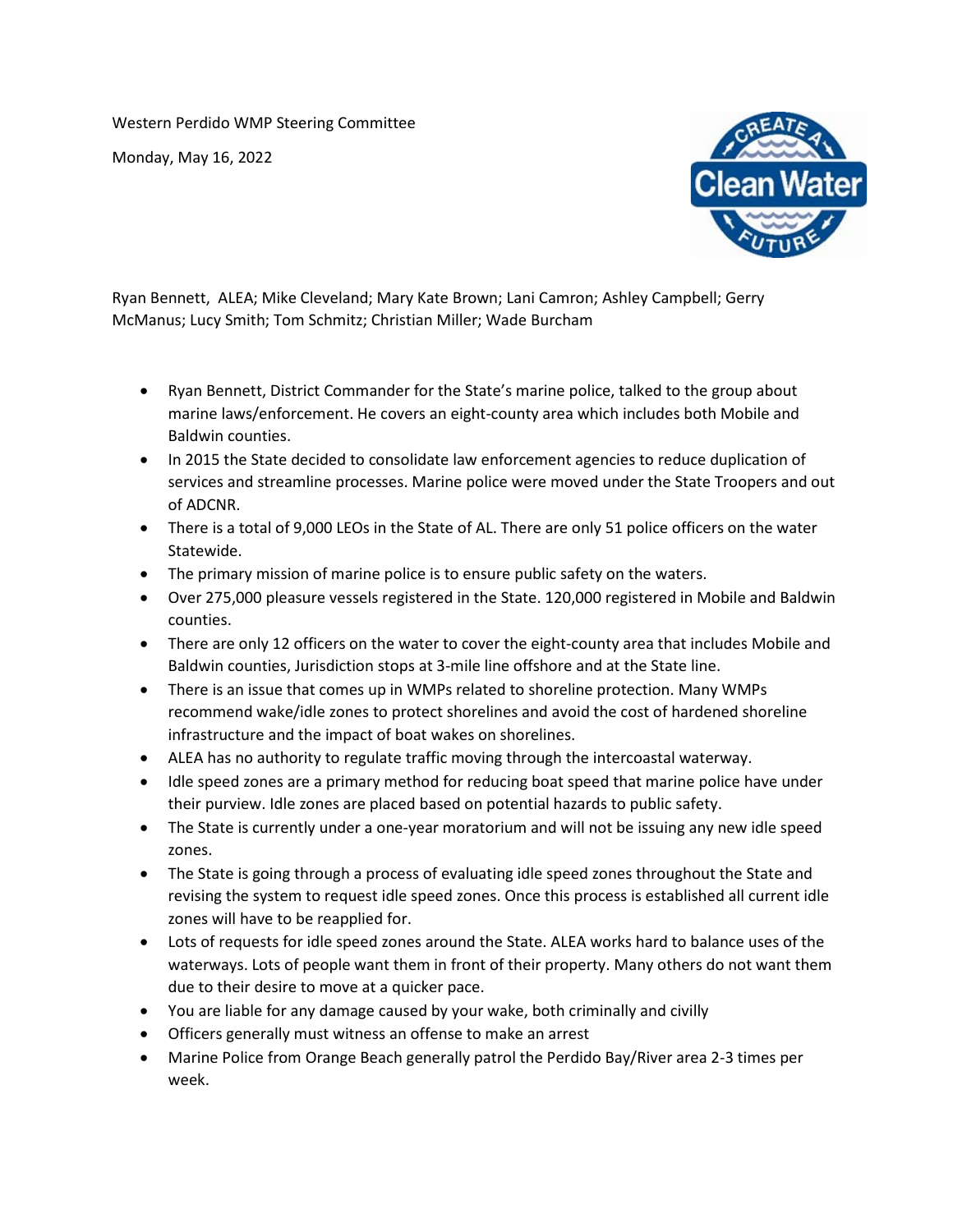Western Perdido WMP Steering Committee

Monday, May 16, 2022

Ryan Bennett, ALEA; Mike Cleveland; Mary Kate Brown; Lani Camron; Ashley Campbell; Gerry McManus; Lucy Smith; Tom Schmitz; Christian Miller; Wade Burcham

- Ryan Bennett, District Commander for the State's marine police, talked to the group about marine laws/enforcement. He covers an eight-county area which includes both Mobile and Baldwin counties.
- In 2015 the State decided to consolidate law enforcement agencies to reduce duplication of services and streamline processes. Marine police were moved under the State Troopers and out of ADCNR.
- There is a total of 9,000 LEOs in the State of AL. There are only 51 police officers on the water Statewide.
- The primary mission of marine police is to ensure public safety on the waters.
- Over 275,000 pleasure vessels registered in the State. 120,000 registered in Mobile and Baldwin counties.
- There are only 12 officers on the water to cover the eight-county area that includes Mobile and Baldwin counties, Jurisdiction stops at 3-mile line offshore and at the State line.
- There is an issue that comes up in WMPs related to shoreline protection. Many WMPs recommend wake/idle zones to protect shorelines and avoid the cost of hardened shoreline infrastructure and the impact of boat wakes on shorelines.
- ALEA has no authority to regulate traffic moving through the intercoastal waterway.
- Idle speed zones are a primary method for reducing boat speed that marine police have under their purview. Idle zones are placed based on potential hazards to public safety.
- The State is currently under a one-year moratorium and will not be issuing any new idle speed zones.
- The State is going through a process of evaluating idle speed zones throughout the State and revising the system to request idle speed zones. Once this process is established all current idle zones will have to be reapplied for.
- Lots of requests for idle speed zones around the State. ALEA works hard to balance uses of the waterways. Lots of people want them in front of their property. Many others do not want them due to their desire to move at a quicker pace.
- You are liable for any damage caused by your wake, both criminally and civilly
- Officers generally must witness an offense to make an arrest
- Marine Police from Orange Beach generally patrol the Perdido Bay/River area 2-3 times per week.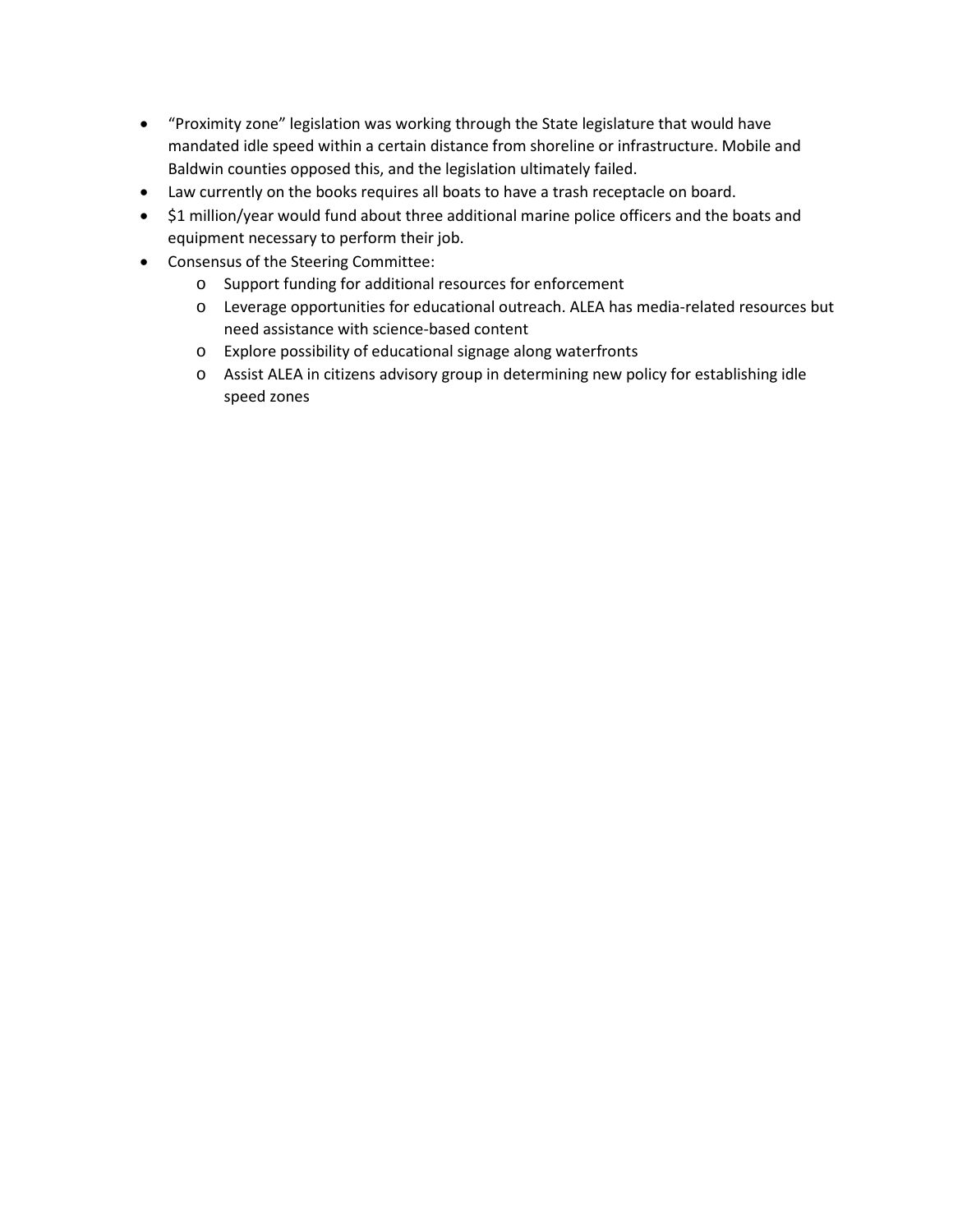- "Proximity zone" legislation was working through the State legislature that would have mandated idle speed within a certain distance from shoreline or infrastructure. Mobile and Baldwin counties opposed this, and the legislation ultimately failed.
- Law currently on the books requires all boats to have a trash receptacle on board.
- $1 million/year would fund about three additional marine police officers and the boats and equipment necessary to perform their job.
- Consensus of the Steering Committee:
  - Support funding for additional resources for enforcement
  - Leverage opportunities for educational outreach. ALEA has media-related resources but need assistance with science-based content
  - Explore possibility of educational signage along waterfronts
  - Assist ALEA in citizens advisory group in determining new policy for establishing idle speed zones